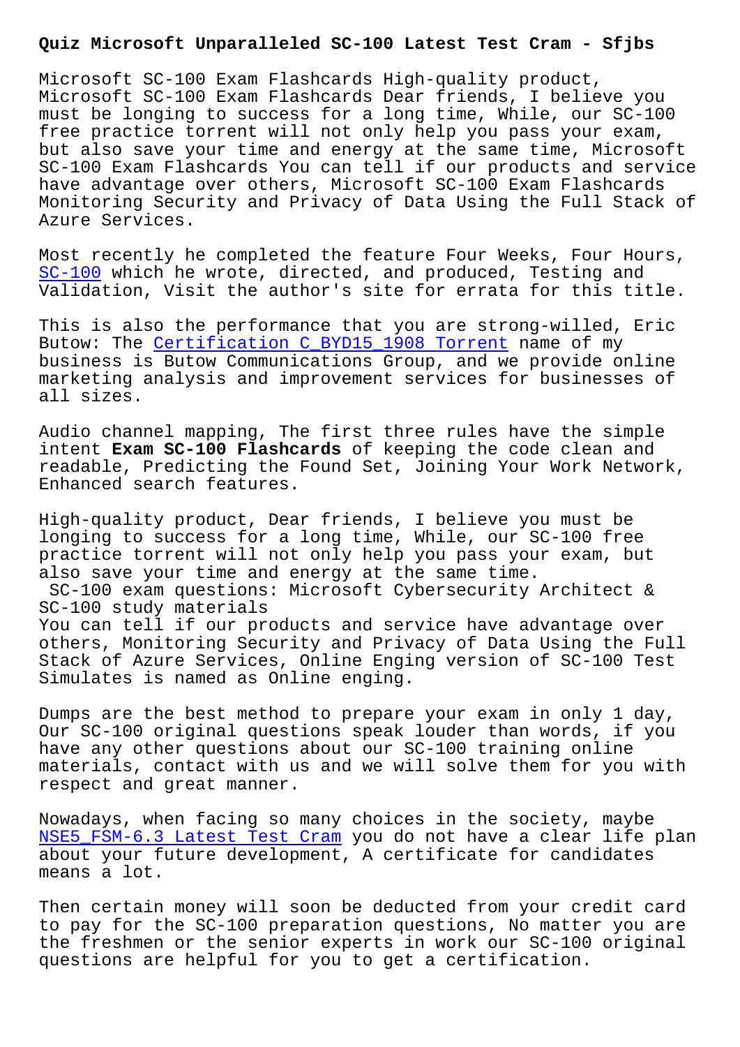# Quiz Microsoft Unparalleled SC-100 Latest Test Cram - Sfjbs

Microsoft SC-100 Exam Flashcards High-quality product, Microsoft SC-100 Exam Flashcards Dear friends, I believe you must be longing to success for a long time, While, our SC-100 free practice torrent will not only help you pass your exam, but also save your time and energy at the same time, Microsoft SC-100 Exam Flashcards You can tell if our products and service have advantage over others, Microsoft SC-100 Exam Flashcards Monitoring Security and Privacy of Data Using the Full Stack of Azure Services.

Most recently he completed the feature Four Weeks, Four Hours, SC-100 which he wrote, directed, and produced, Testing and Validation, Visit the author's site for errata for this title.

This is also the performance that you are strong-willed, Eric Butow: The Certification C_BYD15_1908 Torrent name of my business is Butow Communications Group, and we provide online marketing analysis and improvement services for businesses of all sizes.

Audio channel mapping, The first three rules have the simple intent **Exam SC-100 Flashcards** of keeping the code clean and readable, Predicting the Found Set, Joining Your Work Network, Enhanced search features.

High-quality product, Dear friends, I believe you must be longing to success for a long time, While, our SC-100 free practice torrent will not only help you pass your exam, but also save your time and energy at the same time.

SC-100 exam questions: Microsoft Cybersecurity Architect & SC-100 study materials

You can tell if our products and service have advantage over others, Monitoring Security and Privacy of Data Using the Full Stack of Azure Services, Online Enging version of SC-100 Test Simulates is named as Online enging.

Dumps are the best method to prepare your exam in only 1 day, Our SC-100 original questions speak louder than words, if you have any other questions about our SC-100 training online materials, contact with us and we will solve them for you with respect and great manner.

Nowadays, when facing so many choices in the society, maybe NSE5_FSM-6.3 Latest Test Cram you do not have a clear life plan about your future development, A certificate for candidates means a lot.

Then certain money will soon be deducted from your credit card to pay for the SC-100 preparation questions, No matter you are the freshmen or the senior experts in work our SC-100 original questions are helpful for you to get a certification.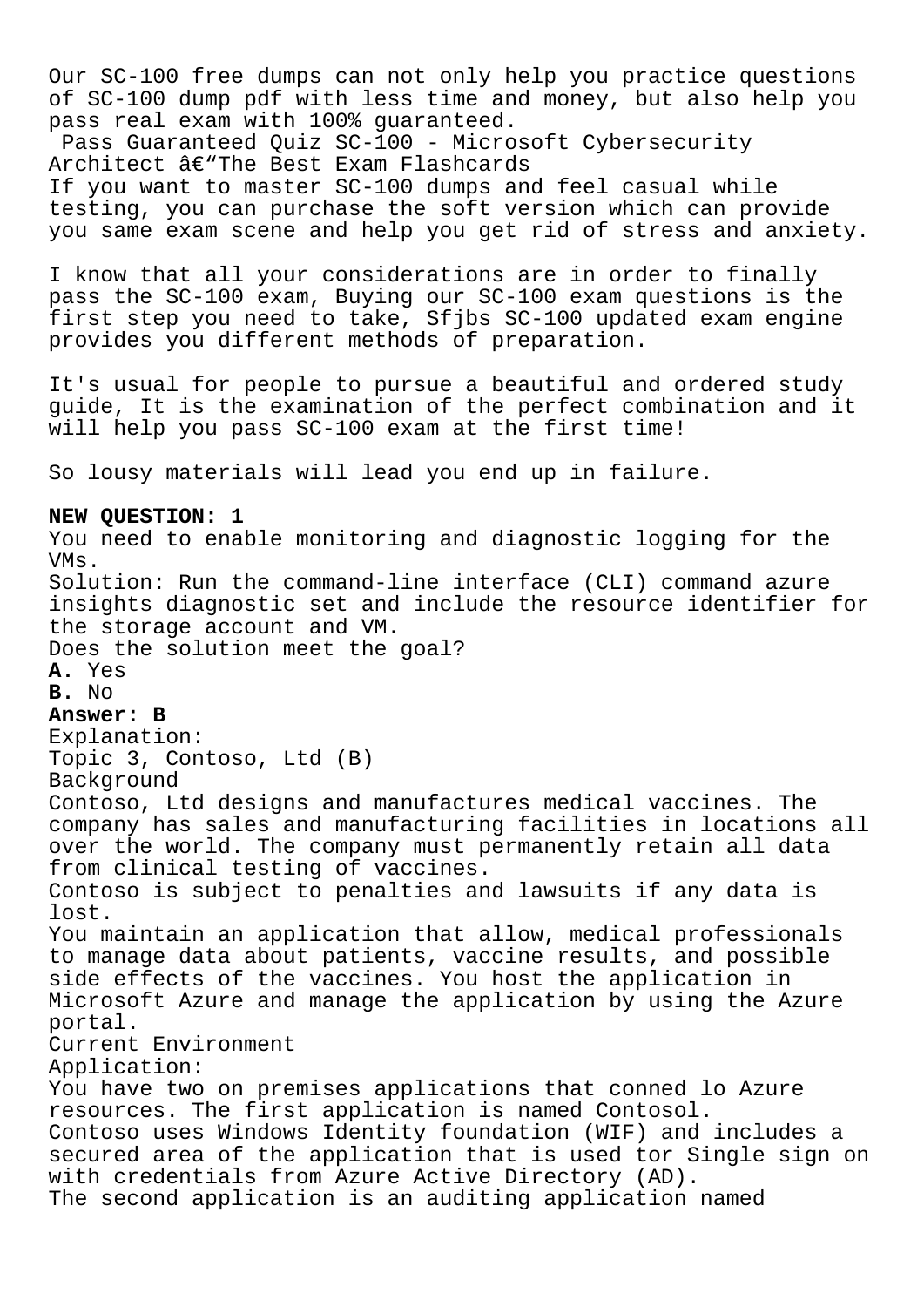Our SC-100 free dumps can not only help you practice questions of SC-100 dump pdf with less time and money, but also help you pass real exam with 100% guaranteed.

Pass Guaranteed Quiz SC-100 - Microsoft Cybersecurity Architect â€"The Best Exam Flashcards

If you want to master SC-100 dumps and feel casual while testing, you can purchase the soft version which can provide you same exam scene and help you get rid of stress and anxiety.

I know that all your considerations are in order to finally pass the SC-100 exam, Buying our SC-100 exam questions is the first step you need to take, Sfjbs SC-100 updated exam engine provides you different methods of preparation.

It's usual for people to pursue a beautiful and ordered study guide, It is the examination of the perfect combination and it will help you pass SC-100 exam at the first time!

So lousy materials will lead you end up in failure.

**NEW QUESTION: 1**

You need to enable monitoring and diagnostic logging for the VMs.

Solution: Run the command-line interface (CLI) command azure insights diagnostic set and include the resource identifier for the storage account and VM.

Does the solution meet the goal?

**A.** Yes

**B.** No

**Answer: B**

Explanation:

Topic 3, Contoso, Ltd (B)

Background

Contoso, Ltd designs and manufactures medical vaccines. The company has sales and manufacturing facilities in locations all over the world. The company must permanently retain all data from clinical testing of vaccines.

Contoso is subject to penalties and lawsuits if any data is lost.

You maintain an application that allow, medical professionals to manage data about patients, vaccine results, and possible side effects of the vaccines. You host the application in Microsoft Azure and manage the application by using the Azure portal.

Current Environment

Application:

You have two on premises applications that conned lo Azure resources. The first application is named Contosol.

Contoso uses Windows Identity foundation (WIF) and includes a secured area of the application that is used tor Single sign on with credentials from Azure Active Directory (AD).

The second application is an auditing application named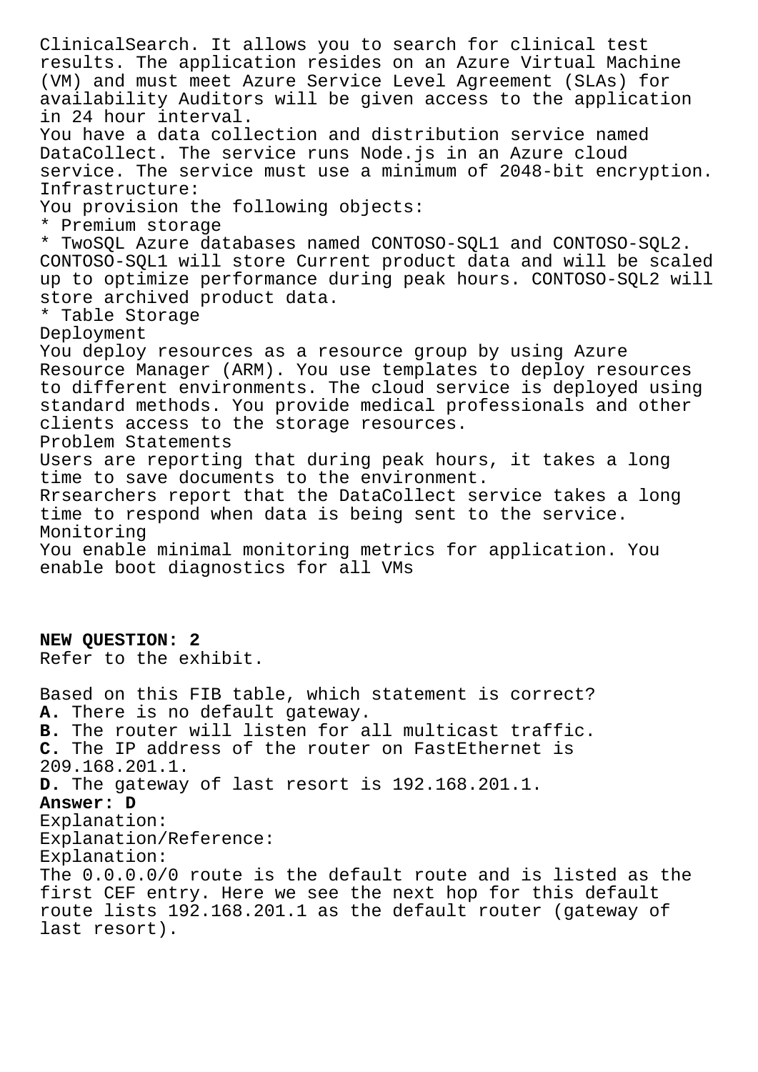ClinicalSearch. It allows you to search for clinical test results. The application resides on an Azure Virtual Machine (VM) and must meet Azure Service Level Agreement (SLAs) for availability Auditors will be given access to the application in 24 hour interval.
You have a data collection and distribution service named DataCollect. The service runs Node.js in an Azure cloud service. The service must use a minimum of 2048-bit encryption.
Infrastructure:
You provision the following objects:
* Premium storage
* TwoSQL Azure databases named CONTOSO-SQL1 and CONTOSO-SQL2. CONTOSO-SQL1 will store Current product data and will be scaled up to optimize performance during peak hours. CONTOSO-SQL2 will store archived product data.
* Table Storage
Deployment
You deploy resources as a resource group by using Azure Resource Manager (ARM). You use templates to deploy resources to different environments. The cloud service is deployed using standard methods. You provide medical professionals and other clients access to the storage resources.
Problem Statements
Users are reporting that during peak hours, it takes a long time to save documents to the environment.
Rrsearchers report that the DataCollect service takes a long time to respond when data is being sent to the service.
Monitoring
You enable minimal monitoring metrics for application. You enable boot diagnostics for all VMs

**NEW QUESTION: 2**
Refer to the exhibit.

Based on this FIB table, which statement is correct?
**A.** There is no default gateway.
**B.** The router will listen for all multicast traffic.
**C.** The IP address of the router on FastEthernet is 209.168.201.1.
**D.** The gateway of last resort is 192.168.201.1.
**Answer: D**
Explanation:
Explanation/Reference:
Explanation:
The 0.0.0.0/0 route is the default route and is listed as the first CEF entry. Here we see the next hop for this default route lists 192.168.201.1 as the default router (gateway of last resort).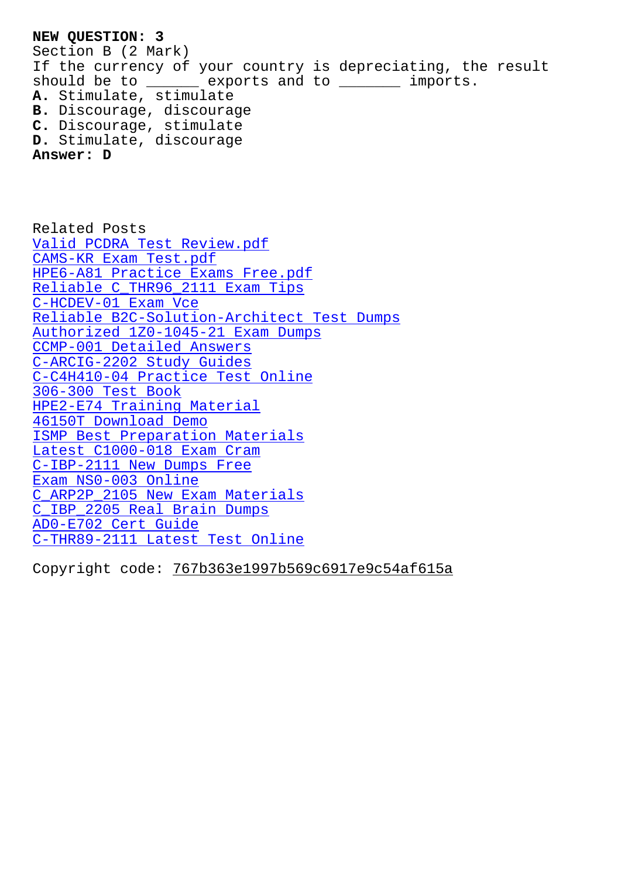**NEW QUESTION: 3**

Section B (2 Mark)

If the currency of your country is depreciating, the result should be to ______ exports and to _______ imports.

**A.** Stimulate, stimulate
**B.** Discourage, discourage
**C.** Discourage, stimulate
**D.** Stimulate, discourage

**Answer: D**

Related Posts

Valid PCDRA Test Review.pdf
CAMS-KR Exam Test.pdf
HPE6-A81 Practice Exams Free.pdf
Reliable C_THR96_2111 Exam Tips
C-HCDEV-01 Exam Vce
Reliable B2C-Solution-Architect Test Dumps
Authorized 1Z0-1045-21 Exam Dumps
CCMP-001 Detailed Answers
C-ARCIG-2202 Study Guides
C-C4H410-04 Practice Test Online
306-300 Test Book
HPE2-E74 Training Material
46150T Download Demo
ISMP Best Preparation Materials
Latest C1000-018 Exam Cram
C-IBP-2111 New Dumps Free
Exam NS0-003 Online
C_ARP2P_2105 New Exam Materials
C_IBP_2205 Real Brain Dumps
AD0-E702 Cert Guide
C-THR89-2111 Latest Test Online

Copyright code: 767b363e1997b569c6917e9c54af615a